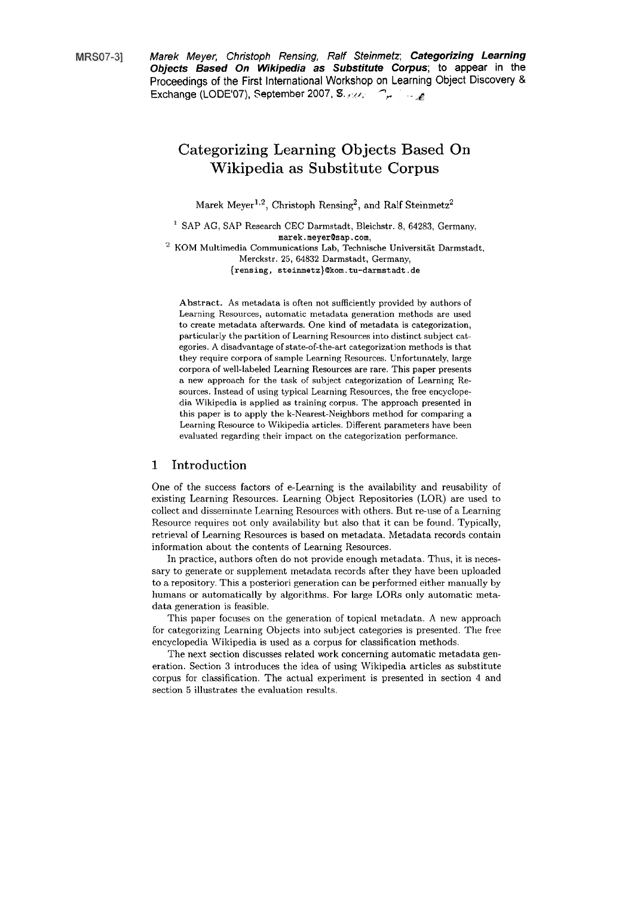[MRS07-3] *Marek Meyer, Christoph Rensing, Ralf Steinmetz*; ***Categorizing Learning Objects Based On Wikipedia as Substitute Corpus***; to appear in the Proceedings of the First International Workshop on Learning Object Discovery & Exchange (LODE'07), September 2007, S. ...

# Categorizing Learning Objects Based On Wikipedia as Substitute Corpus

Marek Meyer[1,2], Christoph Rensing[2], and Ralf Steinmetz[2]

[1] SAP AG, SAP Research CEC Darmstadt, Bleichstr. 8, 64283, Germany, marek.meyer@sap.com,

[2] KOM Multimedia Communications Lab, Technische Universität Darmstadt, Merckstr. 25, 64832 Darmstadt, Germany, {rensing, steinmetz}@kom.tu-darmstadt.de

**Abstract.** As metadata is often not sufficiently provided by authors of Learning Resources, automatic metadata generation methods are used to create metadata afterwards. One kind of metadata is categorization, particularly the partition of Learning Resources into distinct subject categories. A disadvantage of state-of-the-art categorization methods is that they require corpora of sample Learning Resources. Unfortunately, large corpora of well-labeled Learning Resources are rare. This paper presents a new approach for the task of subject categorization of Learning Resources. Instead of using typical Learning Resources, the free encyclopedia Wikipedia is applied as training corpus. The approach presented in this paper is to apply the k-Nearest-Neighbors method for comparing a Learning Resource to Wikipedia articles. Different parameters have been evaluated regarding their impact on the categorization performance.

## 1 Introduction

One of the success factors of e-Learning is the availability and reusability of existing Learning Resources. Learning Object Repositories (LOR) are used to collect and disseminate Learning Resources with others. But re-use of a Learning Resource requires not only availability but also that it can be found. Typically, retrieval of Learning Resources is based on metadata. Metadata records contain information about the contents of Learning Resources.

In practice, authors often do not provide enough metadata. Thus, it is necessary to generate or supplement metadata records after they have been uploaded to a repository. This a posteriori generation can be performed either manually by humans or automatically by algorithms. For large LORs only automatic metadata generation is feasible.

This paper focuses on the generation of topical metadata. A new approach for categorizing Learning Objects into subject categories is presented. The free encyclopedia Wikipedia is used as a corpus for classification methods.

The next section discusses related work concerning automatic metadata generation. Section 3 introduces the idea of using Wikipedia articles as substitute corpus for classification. The actual experiment is presented in section 4 and section 5 illustrates the evaluation results.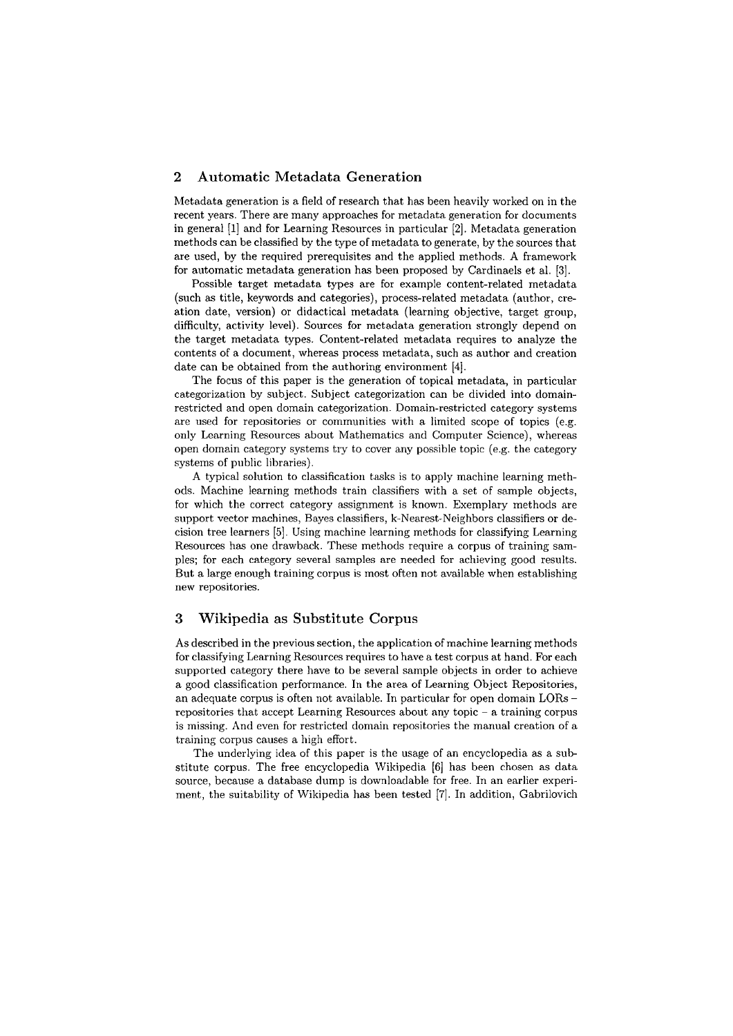## 2 Automatic Metadata Generation

Metadata generation is a field of research that has been heavily worked on in the recent years. There are many approaches for metadata generation for documents in general [1] and for Learning Resources in particular [2]. Metadata generation methods can be classified by the type of metadata to generate, by the sources that are used, by the required prerequisites and the applied methods. A framework for automatic metadata generation has been proposed by Cardinaels et al. [3].

Possible target metadata types are for example content-related metadata (such as title, keywords and categories), process-related metadata (author, creation date, version) or didactical metadata (learning objective, target group, difficulty, activity level). Sources for metadata generation strongly depend on the target metadata types. Content-related metadata requires to analyze the contents of a document, whereas process metadata, such as author and creation date can be obtained from the authoring environment [4].

The focus of this paper is the generation of topical metadata, in particular categorization by subject. Subject categorization can be divided into domain-restricted and open domain categorization. Domain-restricted category systems are used for repositories or communities with a limited scope of topics (e.g. only Learning Resources about Mathematics and Computer Science), whereas open domain category systems try to cover any possible topic (e.g. the category systems of public libraries).

A typical solution to classification tasks is to apply machine learning methods. Machine learning methods train classifiers with a set of sample objects, for which the correct category assignment is known. Exemplary methods are support vector machines, Bayes classifiers, k-Nearest-Neighbors classifiers or decision tree learners [5]. Using machine learning methods for classifying Learning Resources has one drawback. These methods require a corpus of training samples; for each category several samples are needed for achieving good results. But a large enough training corpus is most often not available when establishing new repositories.

## 3 Wikipedia as Substitute Corpus

As described in the previous section, the application of machine learning methods for classifying Learning Resources requires to have a test corpus at hand. For each supported category there have to be several sample objects in order to achieve a good classification performance. In the area of Learning Object Repositories, an adequate corpus is often not available. In particular for open domain LORs – repositories that accept Learning Resources about any topic – a training corpus is missing. And even for restricted domain repositories the manual creation of a training corpus causes a high effort.

The underlying idea of this paper is the usage of an encyclopedia as a substitute corpus. The free encyclopedia Wikipedia [6] has been chosen as data source, because a database dump is downloadable for free. In an earlier experiment, the suitability of Wikipedia has been tested [7]. In addition, Gabrilovich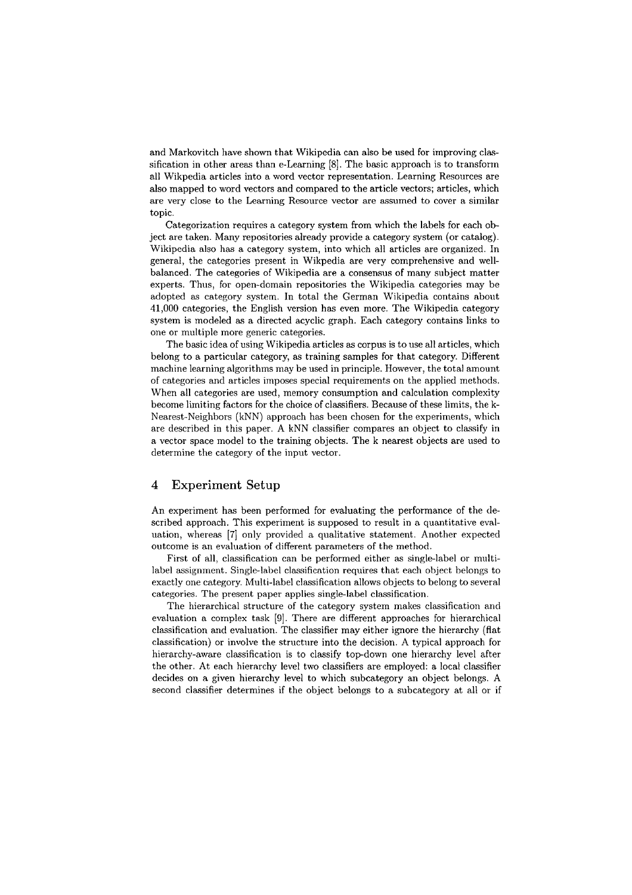and Markovitch have shown that Wikipedia can also be used for improving classification in other areas than e-Learning [8]. The basic approach is to transform all Wikpedia articles into a word vector representation. Learning Resources are also mapped to word vectors and compared to the article vectors; articles, which are very close to the Learning Resource vector are assumed to cover a similar topic.

Categorization requires a category system from which the labels for each object are taken. Many repositories already provide a category system (or catalog). Wikipedia also has a category system, into which all articles are organized. In general, the categories present in Wikpedia are very comprehensive and well-balanced. The categories of Wikipedia are a consensus of many subject matter experts. Thus, for open-domain repositories the Wikipedia categories may be adopted as category system. In total the German Wikipedia contains about 41,000 categories, the English version has even more. The Wikipedia category system is modeled as a directed acyclic graph. Each category contains links to one or multiple more generic categories.

The basic idea of using Wikipedia articles as corpus is to use all articles, which belong to a particular category, as training samples for that category. Different machine learning algorithms may be used in principle. However, the total amount of categories and articles imposes special requirements on the applied methods. When all categories are used, memory consumption and calculation complexity become limiting factors for the choice of classifiers. Because of these limits, the k-Nearest-Neighbors (kNN) approach has been chosen for the experiments, which are described in this paper. A kNN classifier compares an object to classify in a vector space model to the training objects. The k nearest objects are used to determine the category of the input vector.

## 4 Experiment Setup

An experiment has been performed for evaluating the performance of the described approach. This experiment is supposed to result in a quantitative evaluation, whereas [7] only provided a qualitative statement. Another expected outcome is an evaluation of different parameters of the method.

First of all, classification can be performed either as single-label or multi-label assignment. Single-label classification requires that each object belongs to exactly one category. Multi-label classification allows objects to belong to several categories. The present paper applies single-label classification.

The hierarchical structure of the category system makes classification and evaluation a complex task [9]. There are different approaches for hierarchical classification and evaluation. The classifier may either ignore the hierarchy (flat classification) or involve the structure into the decision. A typical approach for hierarchy-aware classification is to classify top-down one hierarchy level after the other. At each hierarchy level two classifiers are employed: a local classifier decides on a given hierarchy level to which subcategory an object belongs. A second classifier determines if the object belongs to a subcategory at all or if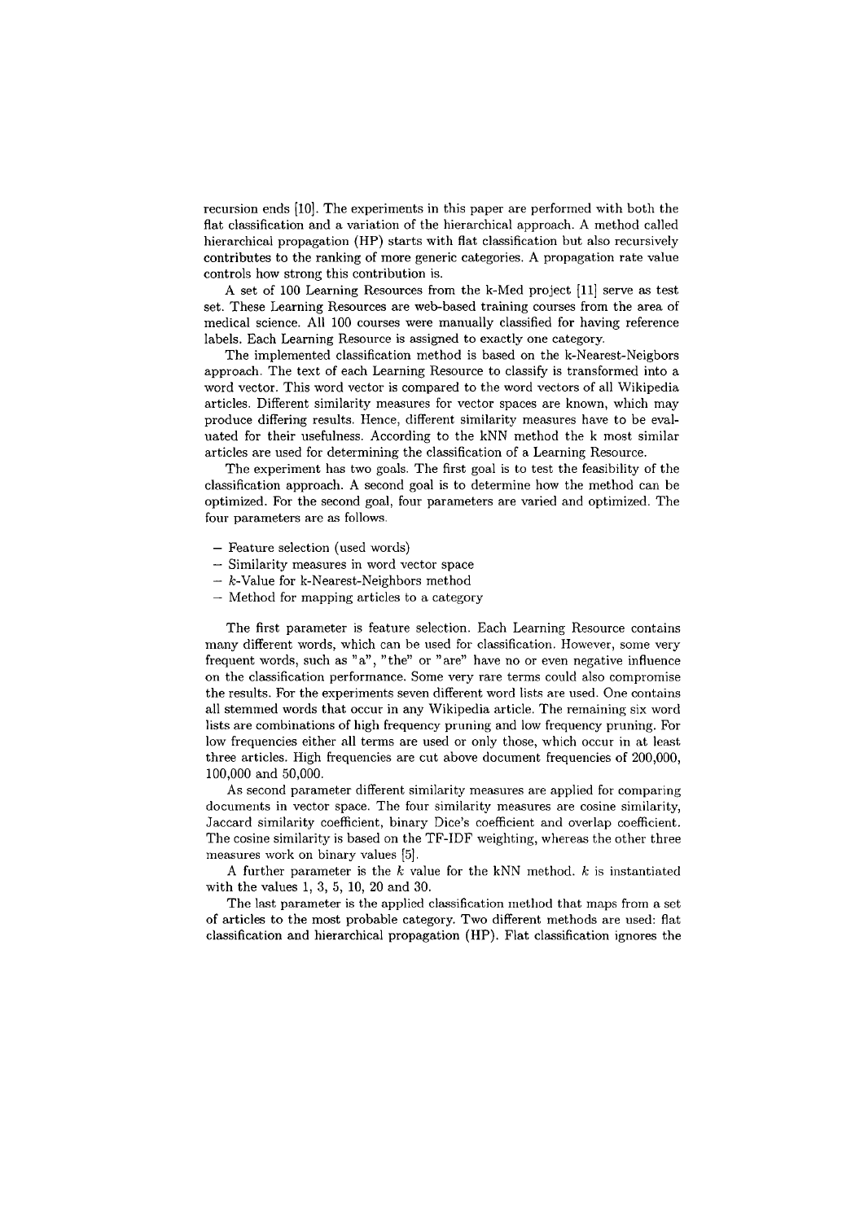recursion ends [10]. The experiments in this paper are performed with both the flat classification and a variation of the hierarchical approach. A method called hierarchical propagation (HP) starts with flat classification but also recursively contributes to the ranking of more generic categories. A propagation rate value controls how strong this contribution is.

A set of 100 Learning Resources from the k-Med project [11] serve as test set. These Learning Resources are web-based training courses from the area of medical science. All 100 courses were manually classified for having reference labels. Each Learning Resource is assigned to exactly one category.

The implemented classification method is based on the k-Nearest-Neigbors approach. The text of each Learning Resource to classify is transformed into a word vector. This word vector is compared to the word vectors of all Wikipedia articles. Different similarity measures for vector spaces are known, which may produce differing results. Hence, different similarity measures have to be evaluated for their usefulness. According to the kNN method the k most similar articles are used for determining the classification of a Learning Resource.

The experiment has two goals. The first goal is to test the feasibility of the classification approach. A second goal is to determine how the method can be optimized. For the second goal, four parameters are varied and optimized. The four parameters are as follows.

- Feature selection (used words)
- Similarity measures in word vector space
- $k$-Value for k-Nearest-Neighbors method
- Method for mapping articles to a category

The first parameter is feature selection. Each Learning Resource contains many different words, which can be used for classification. However, some very frequent words, such as "a", "the" or "are" have no or even negative influence on the classification performance. Some very rare terms could also compromise the results. For the experiments seven different word lists are used. One contains all stemmed words that occur in any Wikipedia article. The remaining six word lists are combinations of high frequency pruning and low frequency pruning. For low frequencies either all terms are used or only those, which occur in at least three articles. High frequencies are cut above document frequencies of 200,000, 100,000 and 50,000.

As second parameter different similarity measures are applied for comparing documents in vector space. The four similarity measures are cosine similarity, Jaccard similarity coefficient, binary Dice's coefficient and overlap coefficient. The cosine similarity is based on the TF-IDF weighting, whereas the other three measures work on binary values [5].

A further parameter is the $k$ value for the kNN method. $k$ is instantiated with the values 1, 3, 5, 10, 20 and 30.

The last parameter is the applied classification method that maps from a set of articles to the most probable category. Two different methods are used: flat classification and hierarchical propagation (HP). Flat classification ignores the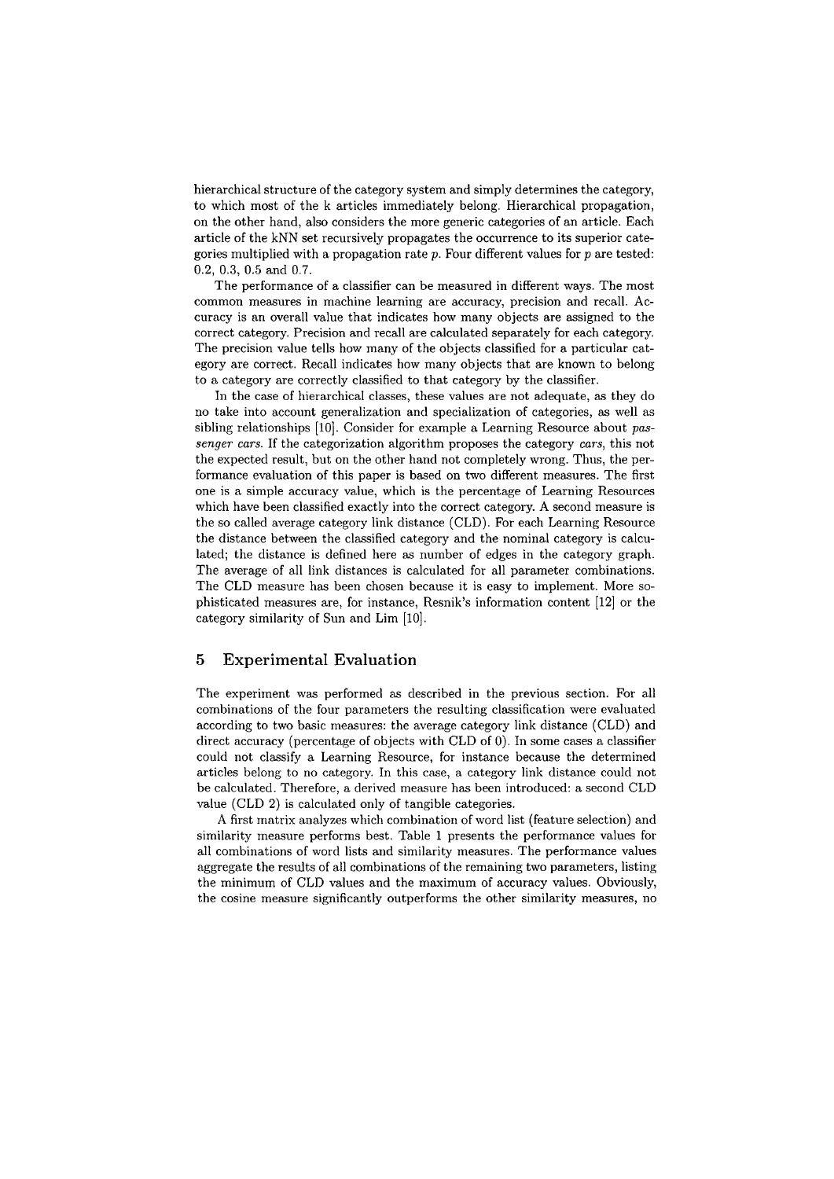hierarchical structure of the category system and simply determines the category, to which most of the k articles immediately belong. Hierarchical propagation, on the other hand, also considers the more generic categories of an article. Each article of the kNN set recursively propagates the occurrence to its superior categories multiplied with a propagation rate $p$. Four different values for $p$ are tested: 0.2, 0.3, 0.5 and 0.7.

The performance of a classifier can be measured in different ways. The most common measures in machine learning are accuracy, precision and recall. Accuracy is an overall value that indicates how many objects are assigned to the correct category. Precision and recall are calculated separately for each category. The precision value tells how many of the objects classified for a particular category are correct. Recall indicates how many objects that are known to belong to a category are correctly classified to that category by the classifier.

In the case of hierarchical classes, these values are not adequate, as they do no take into account generalization and specialization of categories, as well as sibling relationships [10]. Consider for example a Learning Resource about *passenger cars*. If the categorization algorithm proposes the category *cars*, this not the expected result, but on the other hand not completely wrong. Thus, the performance evaluation of this paper is based on two different measures. The first one is a simple accuracy value, which is the percentage of Learning Resources which have been classified exactly into the correct category. A second measure is the so called average category link distance (CLD). For each Learning Resource the distance between the classified category and the nominal category is calculated; the distance is defined here as number of edges in the category graph. The average of all link distances is calculated for all parameter combinations. The CLD measure has been chosen because it is easy to implement. More sophisticated measures are, for instance, Resnik's information content [12] or the category similarity of Sun and Lim [10].

## 5 Experimental Evaluation

The experiment was performed as described in the previous section. For all combinations of the four parameters the resulting classification were evaluated according to two basic measures: the average category link distance (CLD) and direct accuracy (percentage of objects with CLD of 0). In some cases a classifier could not classify a Learning Resource, for instance because the determined articles belong to no category. In this case, a category link distance could not be calculated. Therefore, a derived measure has been introduced: a second CLD value (CLD 2) is calculated only of tangible categories.

A first matrix analyzes which combination of word list (feature selection) and similarity measure performs best. Table 1 presents the performance values for all combinations of word lists and similarity measures. The performance values aggregate the results of all combinations of the remaining two parameters, listing the minimum of CLD values and the maximum of accuracy values. Obviously, the cosine measure significantly outperforms the other similarity measures, no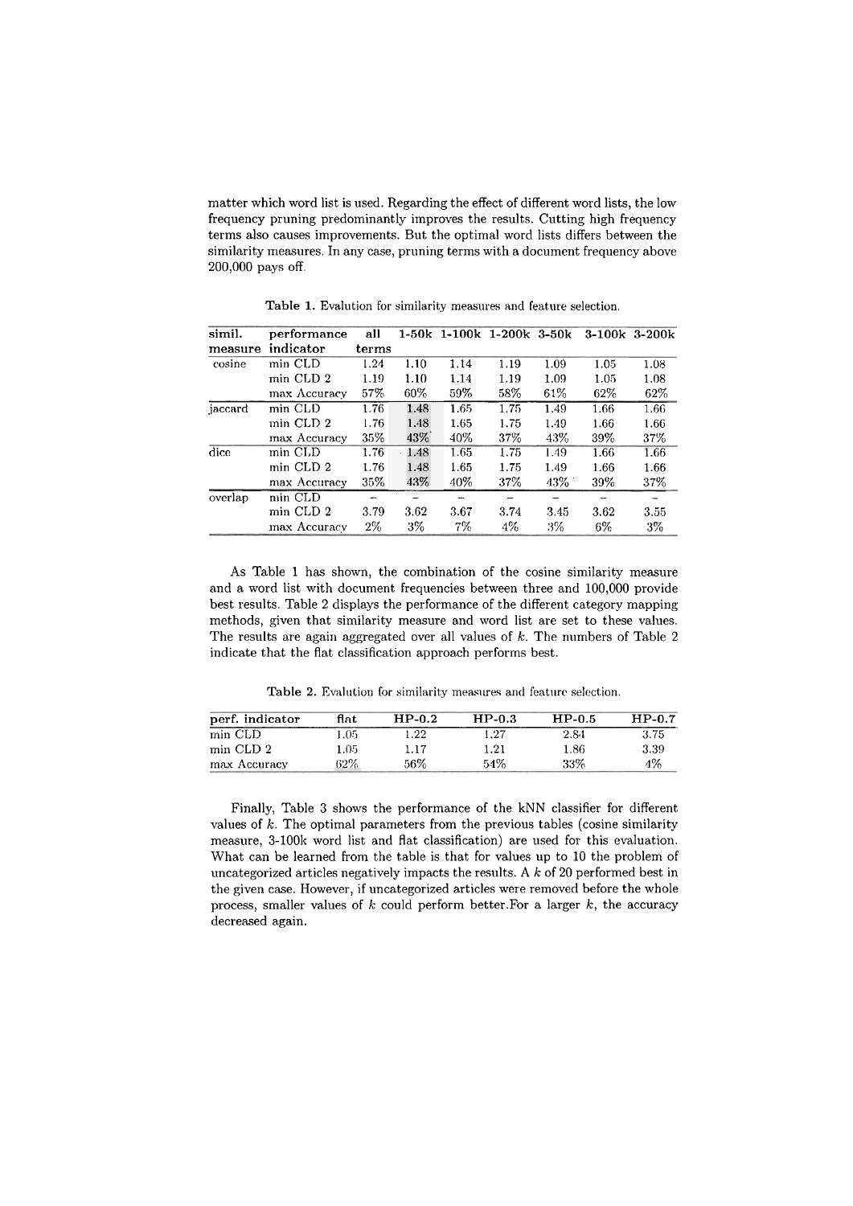matter which word list is used. Regarding the effect of different word lists, the low frequency pruning predominantly improves the results. Cutting high frequency terms also causes improvements. But the optimal word lists differs between the similarity measures. In any case, pruning terms with a document frequency above 200,000 pays off.

**Table 1.** Evalution for similarity measures and feature selection.

| simil. measure | performance indicator | all terms | 1-50k | 1-100k | 1-200k | 3-50k | 3-100k | 3-200k |
|---|---|---|---|---|---|---|---|---|
| cosine | min CLD | 1.24 | 1.10 | 1.14 | 1.19 | 1.09 | 1.05 | 1.08 |
| | min CLD 2 | 1.19 | 1.10 | 1.14 | 1.19 | 1.09 | 1.05 | 1.08 |
| | max Accuracy | 57% | 60% | 59% | 58% | 61% | 62% | 62% |
| jaccard | min CLD | 1.76 | 1.48 | 1.65 | 1.75 | 1.49 | 1.66 | 1.66 |
| | min CLD 2 | 1.76 | 1.48 | 1.65 | 1.75 | 1.49 | 1.66 | 1.66 |
| | max Accuracy | 35% | 43% | 40% | 37% | 43% | 39% | 37% |
| dice | min CLD | 1.76 | 1.48 | 1.65 | 1.75 | 1.49 | 1.66 | 1.66 |
| | min CLD 2 | 1.76 | 1.48 | 1.65 | 1.75 | 1.49 | 1.66 | 1.66 |
| | max Accuracy | 35% | 43% | 40% | 37% | 43% | 39% | 37% |
| overlap | min CLD | – | – | – | – | – | – | – |
| | min CLD 2 | 3.79 | 3.62 | 3.67 | 3.74 | 3.45 | 3.62 | 3.55 |
| | max Accuracy | 2% | 3% | 7% | 4% | 3% | 6% | 3% |

As Table 1 has shown, the combination of the cosine similarity measure and a word list with document frequencies between three and 100,000 provide best results. Table 2 displays the performance of the different category mapping methods, given that similarity measure and word list are set to these values. The results are again aggregated over all values of $k$. The numbers of Table 2 indicate that the flat classification approach performs best.

**Table 2.** Evalution for similarity measures and feature selection.

| perf. indicator | flat | HP-0.2 | HP-0.3 | HP-0.5 | HP-0.7 |
|---|---|---|---|---|---|
| min CLD | 1.05 | 1.22 | 1.27 | 2.84 | 3.75 |
| min CLD 2 | 1.05 | 1.17 | 1.21 | 1.86 | 3.39 |
| max Accuracy | 62% | 56% | 54% | 33% | 4% |

Finally, Table 3 shows the performance of the kNN classifier for different values of $k$. The optimal parameters from the previous tables (cosine similarity measure, 3-100k word list and flat classification) are used for this evaluation. What can be learned from the table is that for values up to 10 the problem of uncategorized articles negatively impacts the results. A $k$ of 20 performed best in the given case. However, if uncategorized articles were removed before the whole process, smaller values of $k$ could perform better.For a larger $k$, the accuracy decreased again.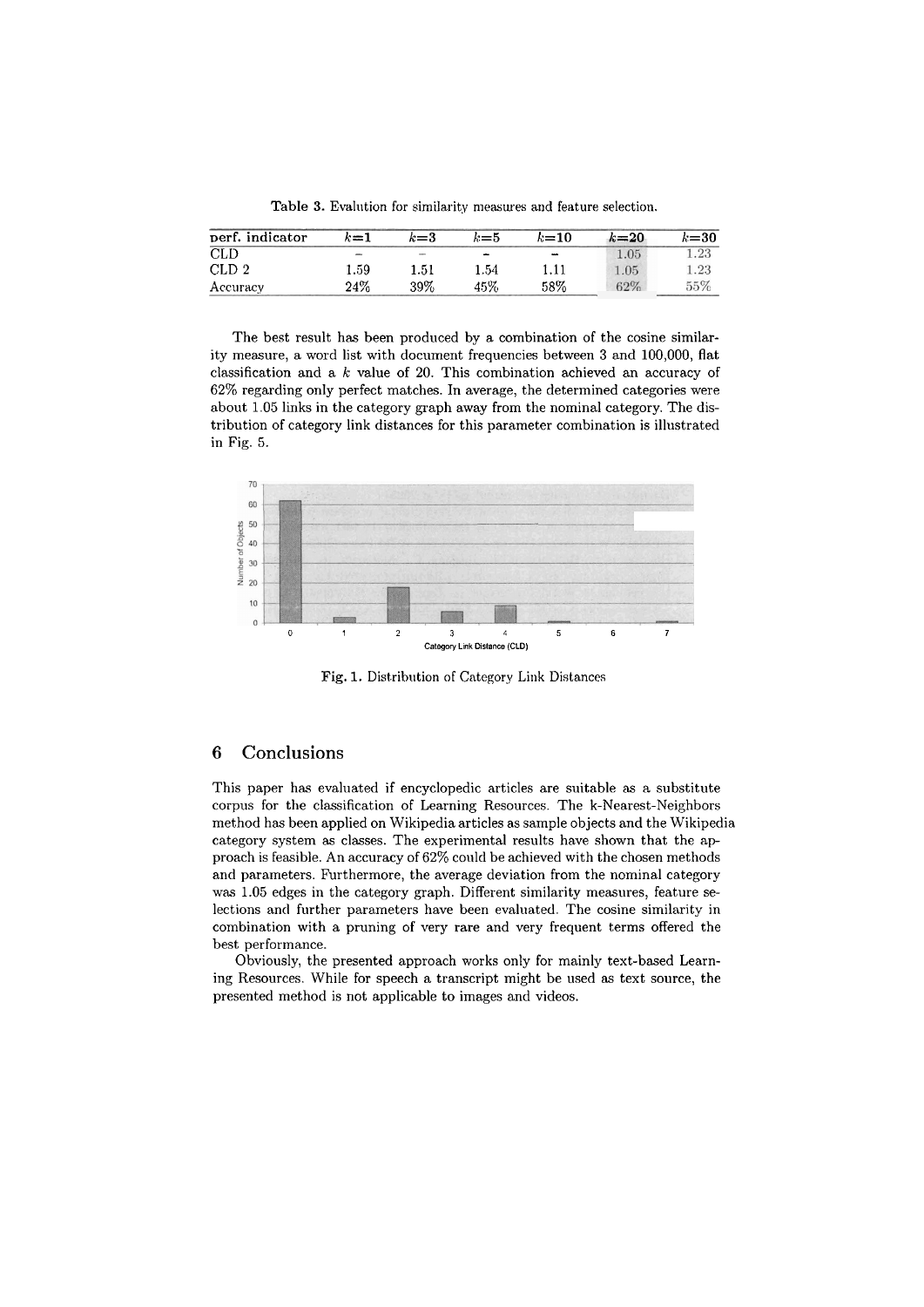Table 3. Evalution for similarity measures and feature selection.

| perf. indicator | $k$=1 | $k$=3 | $k$=5 | $k$=10 | $k$=20 | $k$=30 |
|---|---|---|---|---|---|---|
| CLD | – | – | – | – | 1.05 | 1.23 |
| CLD 2 | 1.59 | 1.51 | 1.54 | 1.11 | 1.05 | 1.23 |
| Accuracy | 24% | 39% | 45% | 58% | 62% | 55% |

The best result has been produced by a combination of the cosine similarity measure, a word list with document frequencies between 3 and 100,000, flat classification and a $k$ value of 20. This combination achieved an accuracy of 62% regarding only perfect matches. In average, the determined categories were about 1.05 links in the category graph away from the nominal category. The distribution of category link distances for this parameter combination is illustrated in Fig. 5.

Fig. 1. Distribution of Category Link Distances

## 6 Conclusions

This paper has evaluated if encyclopedic articles are suitable as a substitute corpus for the classification of Learning Resources. The k-Nearest-Neighbors method has been applied on Wikipedia articles as sample objects and the Wikipedia category system as classes. The experimental results have shown that the approach is feasible. An accuracy of 62% could be achieved with the chosen methods and parameters. Furthermore, the average deviation from the nominal category was 1.05 edges in the category graph. Different similarity measures, feature selections and further parameters have been evaluated. The cosine similarity in combination with a pruning of very rare and very frequent terms offered the best performance.

Obviously, the presented approach works only for mainly text-based Learning Resources. While for speech a transcript might be used as text source, the presented method is not applicable to images and videos.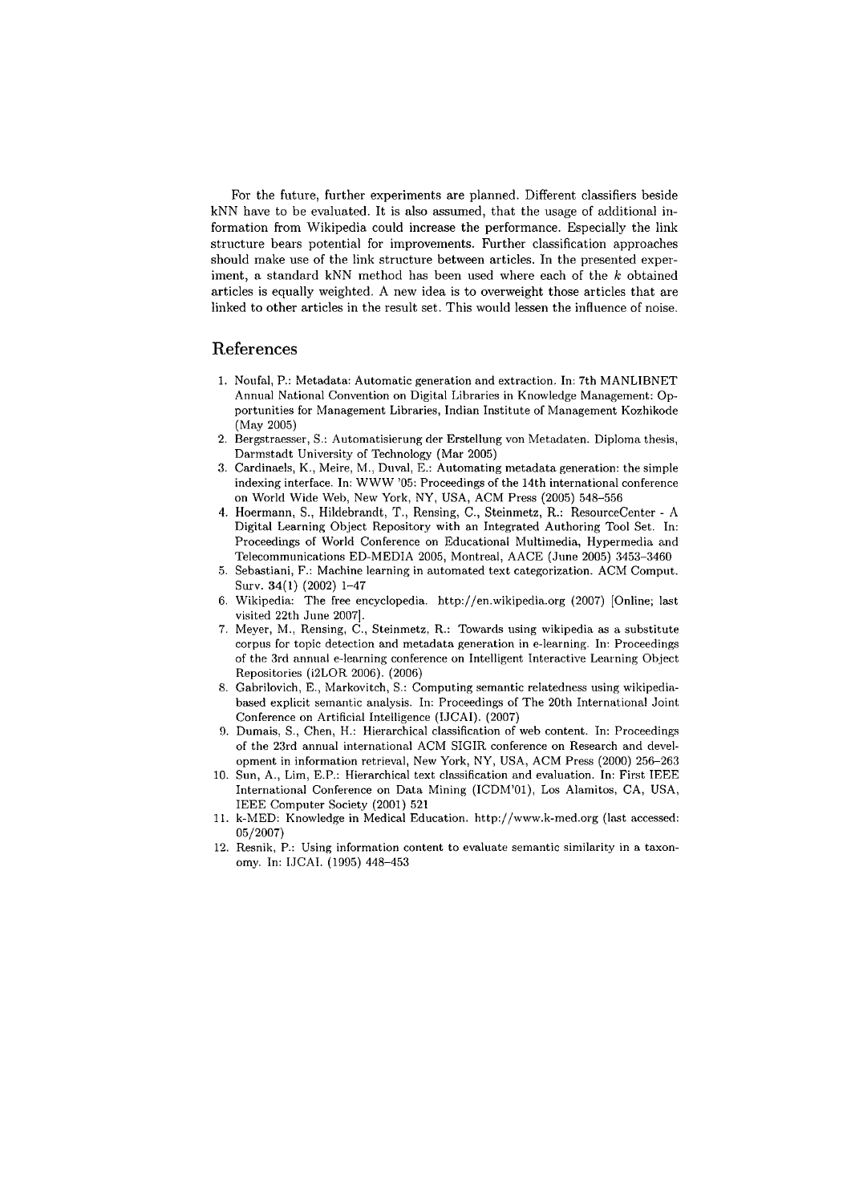For the future, further experiments are planned. Different classifiers beside kNN have to be evaluated. It is also assumed, that the usage of additional information from Wikipedia could increase the performance. Especially the link structure bears potential for improvements. Further classification approaches should make use of the link structure between articles. In the presented experiment, a standard kNN method has been used where each of the $k$ obtained articles is equally weighted. A new idea is to overweight those articles that are linked to other articles in the result set. This would lessen the influence of noise.

## References

1. Noufal, P.: Metadata: Automatic generation and extraction. In: 7th MANLIBNET Annual National Convention on Digital Libraries in Knowledge Management: Opportunities for Management Libraries, Indian Institute of Management Kozhikode (May 2005)
2. Bergstraesser, S.: Automatisierung der Erstellung von Metadaten. Diploma thesis, Darmstadt University of Technology (Mar 2005)
3. Cardinaels, K., Meire, M., Duval, E.: Automating metadata generation: the simple indexing interface. In: WWW '05: Proceedings of the 14th international conference on World Wide Web, New York, NY, USA, ACM Press (2005) 548–556
4. Hoermann, S., Hildebrandt, T., Rensing, C., Steinmetz, R.: ResourceCenter - A Digital Learning Object Repository with an Integrated Authoring Tool Set. In: Proceedings of World Conference on Educational Multimedia, Hypermedia and Telecommunications ED-MEDIA 2005, Montreal, AACE (June 2005) 3453–3460
5. Sebastiani, F.: Machine learning in automated text categorization. ACM Comput. Surv. **34**(1) (2002) 1–47
6. Wikipedia: The free encyclopedia. http://en.wikipedia.org (2007) [Online; last visited 22th June 2007].
7. Meyer, M., Rensing, C., Steinmetz, R.: Towards using wikipedia as a substitute corpus for topic detection and metadata generation in e-learning. In: Proceedings of the 3rd annual e-learning conference on Intelligent Interactive Learning Object Repositories (i2LOR 2006). (2006)
8. Gabrilovich, E., Markovitch, S.: Computing semantic relatedness using wikipedia-based explicit semantic analysis. In: Proceedings of The 20th International Joint Conference on Artificial Intelligence (IJCAI). (2007)
9. Dumais, S., Chen, H.: Hierarchical classification of web content. In: Proceedings of the 23rd annual international ACM SIGIR conference on Research and development in information retrieval, New York, NY, USA, ACM Press (2000) 256–263
10. Sun, A., Lim, E.P.: Hierarchical text classification and evaluation. In: First IEEE International Conference on Data Mining (ICDM'01), Los Alamitos, CA, USA, IEEE Computer Society (2001) 521
11. k-MED: Knowledge in Medical Education. http://www.k-med.org (last accessed: 05/2007)
12. Resnik, P.: Using information content to evaluate semantic similarity in a taxonomy. In: IJCAI. (1995) 448–453